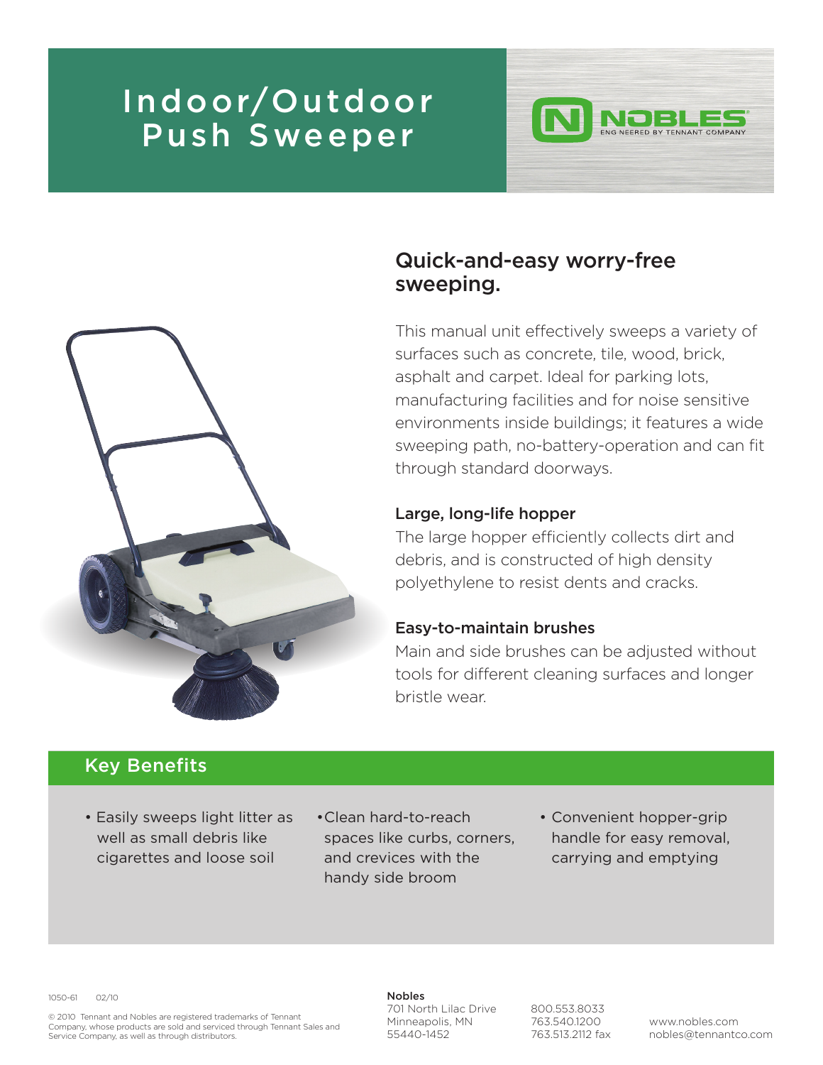# Indoor/Outdoor Push Sweeper

NOBLES
ENGINEERED BY TENNANT COMPANY

## Quick-and-easy worry-free sweeping.

This manual unit effectively sweeps a variety of surfaces such as concrete, tile, wood, brick, asphalt and carpet. Ideal for parking lots, manufacturing facilities and for noise sensitive environments inside buildings; it features a wide sweeping path, no-battery-operation and can fit through standard doorways.

### Large, long-life hopper

The large hopper efficiently collects dirt and debris, and is constructed of high density polyethylene to resist dents and cracks.

### Easy-to-maintain brushes

Main and side brushes can be adjusted without tools for different cleaning surfaces and longer bristle wear.

## Key Benefits

- Easily sweeps light litter as well as small debris like cigarettes and loose soil
- Clean hard-to-reach spaces like curbs, corners, and crevices with the handy side broom
- Convenient hopper-grip handle for easy removal, carrying and emptying

1050-61 02/10

© 2010 Tennant and Nobles are registered trademarks of Tennant Company, whose products are sold and serviced through Tennant Sales and Service Company, as well as through distributors.

**Nobles**
701 North Lilac Drive
Minneapolis, MN
55440-1452

800.553.8033
763.540.1200
763.513.2112 fax

www.nobles.com
nobles@tennantco.com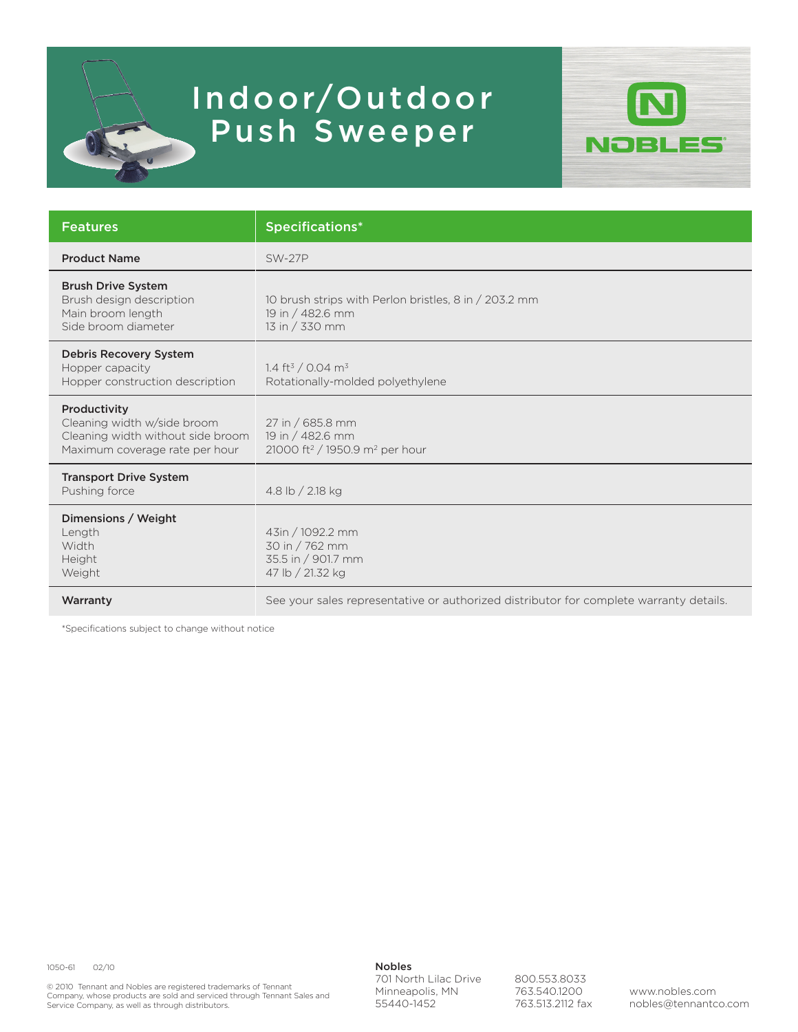# Indoor/Outdoor Push Sweeper

NOBLES

| Features | Specifications* |
|---|---|
| **Product Name** | SW-27P |
| **Brush Drive System** | |
| Brush design description | 10 brush strips with Perlon bristles, 8 in / 203.2 mm |
| Main broom length | 19 in / 482.6 mm |
| Side broom diameter | 13 in / 330 mm |
| **Debris Recovery System** | |
| Hopper capacity | 1.4 $ft^3$ / 0.04 $m^3$ |
| Hopper construction description | Rotationally-molded polyethylene |
| **Productivity** | |
| Cleaning width w/side broom | 27 in / 685.8 mm |
| Cleaning width without side broom | 19 in / 482.6 mm |
| Maximum coverage rate per hour | 21000 $ft^2$ / 1950.9 $m^2$ per hour |
| **Transport Drive System** | |
| Pushing force | 4.8 lb / 2.18 kg |
| **Dimensions / Weight** | |
| Length | 43in / 1092.2 mm |
| Width | 30 in / 762 mm |
| Height | 35.5 in / 901.7 mm |
| Weight | 47 lb / 21.32 kg |
| **Warranty** | See your sales representative or authorized distributor for complete warranty details. |

*Specifications subject to change without notice

1050-61 02/10

© 2010 Tennant and Nobles are registered trademarks of Tennant Company, whose products are sold and serviced through Tennant Sales and Service Company, as well as through distributors.

**Nobles**
701 North Lilac Drive
Minneapolis, MN
55440-1452

800.553.8033
763.540.1200
763.513.2112 fax

www.nobles.com
nobles@tennantco.com